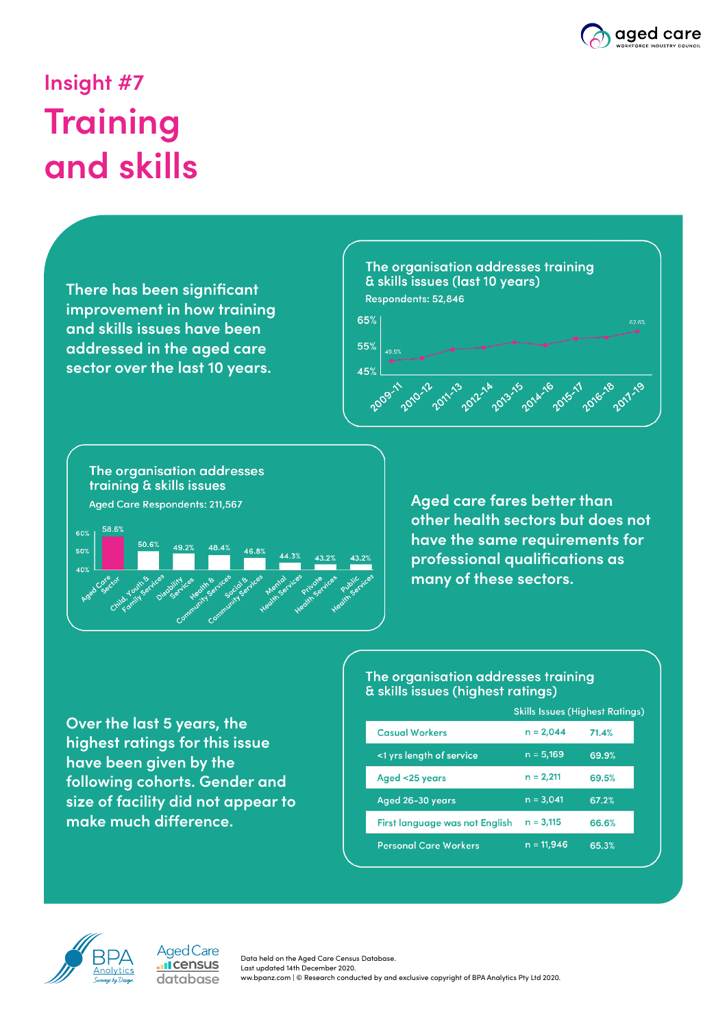Insight #7

# Training and skills

There has been significant improvement in how training and skills issues have been addressed in the aged care sector over the last 10 years.

**The organisation addresses training & skills issues (last 10 years)**

Respondents: 52,846

| Period | Value |
|---|---|
| 2009-11 | 49.5% |
| 2010-12 | |
| 2011-13 | |
| 2012-14 | |
| 2013-15 | |
| 2014-16 | |
| 2015-17 | |
| 2016-18 | |
| 2017-19 | 62.6% |

**The organisation addresses training & skills issues**

Aged Care Respondents: 211,567

| Sector | % |
|---|---|
| Aged Care Sector | 58.6% |
| Child, Youth & Family Services | 50.6% |
| Disability Services | 49.2% |
| Health & Community Services | 48.4% |
| Social & Community Services | 46.8% |
| Mental Health Services | 44.3% |
| Private Health Services | 43.2% |
| Public Health Services | 43.2% |

Aged care fares better than other health sectors but does not have the same requirements for professional qualifications as many of these sectors.

Over the last 5 years, the highest ratings for this issue have been given by the following cohorts. Gender and size of facility did not appear to make much difference.

**The organisation addresses training & skills issues (highest ratings)**

| | | Skills Issues (Highest Ratings) |
|---|---|---|
| Casual Workers | n = 2,044 | 71.4% |
| <1 yrs length of service | n = 5,169 | 69.9% |
| Aged <25 years | n = 2,211 | 69.5% |
| Aged 26-30 years | n = 3,041 | 67.2% |
| First language was not English | n = 3,115 | 66.6% |
| Personal Care Workers | n = 11,946 | 65.3% |

Data held on the Aged Care Census Database.
Last updated 14th December 2020.
www.bpanz.com | © Research conducted by and exclusive copyright of BPA Analytics Pty Ltd 2020.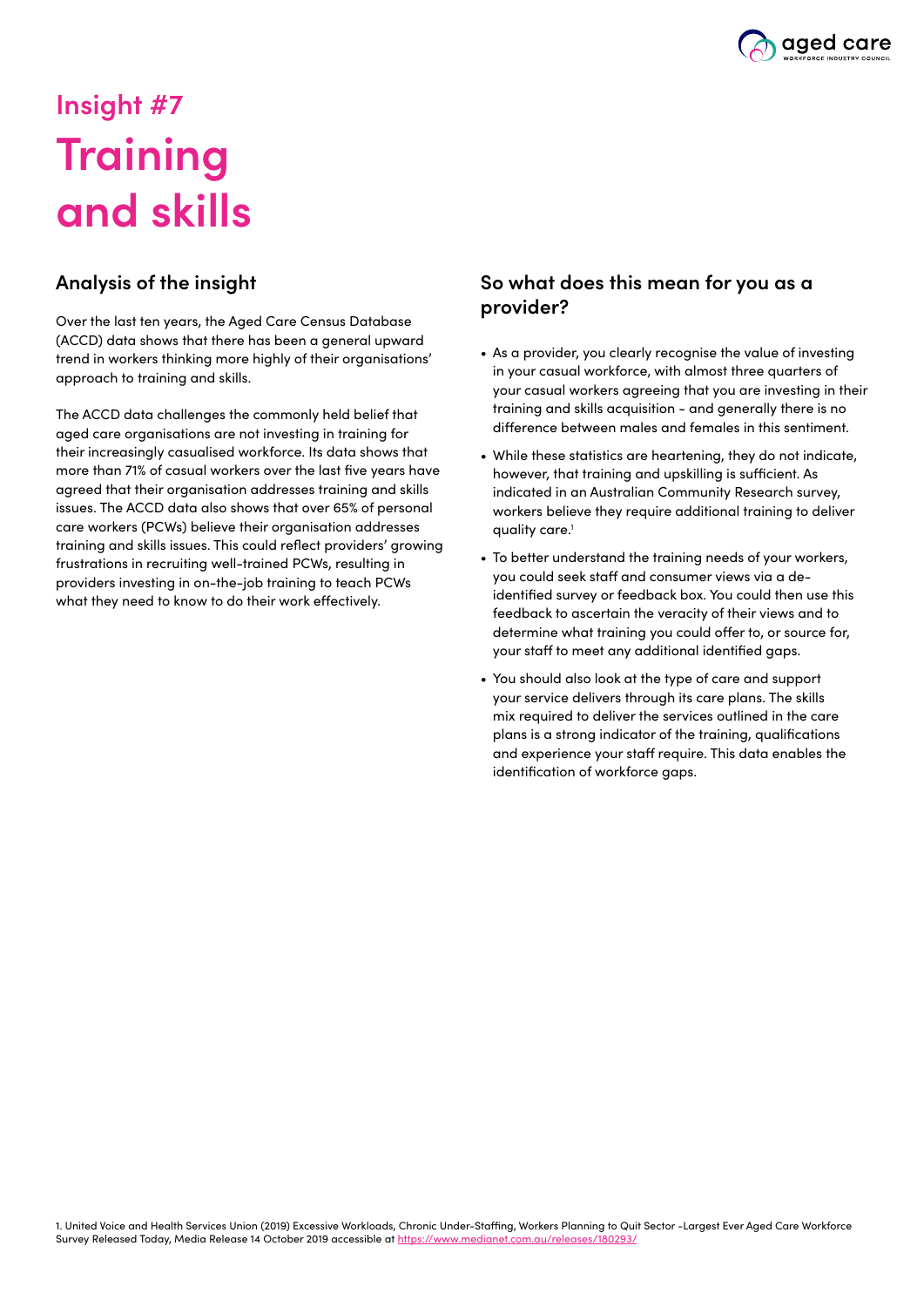## Insight #7

# Training and skills

### Analysis of the insight

Over the last ten years, the Aged Care Census Database (ACCD) data shows that there has been a general upward trend in workers thinking more highly of their organisations' approach to training and skills.

The ACCD data challenges the commonly held belief that aged care organisations are not investing in training for their increasingly casualised workforce. Its data shows that more than 71% of casual workers over the last five years have agreed that their organisation addresses training and skills issues. The ACCD data also shows that over 65% of personal care workers (PCWs) believe their organisation addresses training and skills issues. This could reflect providers' growing frustrations in recruiting well-trained PCWs, resulting in providers investing in on-the-job training to teach PCWs what they need to know to do their work effectively.

### So what does this mean for you as a provider?

- As a provider, you clearly recognise the value of investing in your casual workforce, with almost three quarters of your casual workers agreeing that you are investing in their training and skills acquisition - and generally there is no difference between males and females in this sentiment.
- While these statistics are heartening, they do not indicate, however, that training and upskilling is sufficient. As indicated in an Australian Community Research survey, workers believe they require additional training to deliver quality care.[1]
- To better understand the training needs of your workers, you could seek staff and consumer views via a de-identified survey or feedback box. You could then use this feedback to ascertain the veracity of their views and to determine what training you could offer to, or source for, your staff to meet any additional identified gaps.
- You should also look at the type of care and support your service delivers through its care plans. The skills mix required to deliver the services outlined in the care plans is a strong indicator of the training, qualifications and experience your staff require. This data enables the identification of workforce gaps.

1. United Voice and Health Services Union (2019) Excessive Workloads, Chronic Under-Staffing, Workers Planning to Quit Sector -Largest Ever Aged Care Workforce Survey Released Today, Media Release 14 October 2019 accessible at https://www.medianet.com.au/releases/180293/